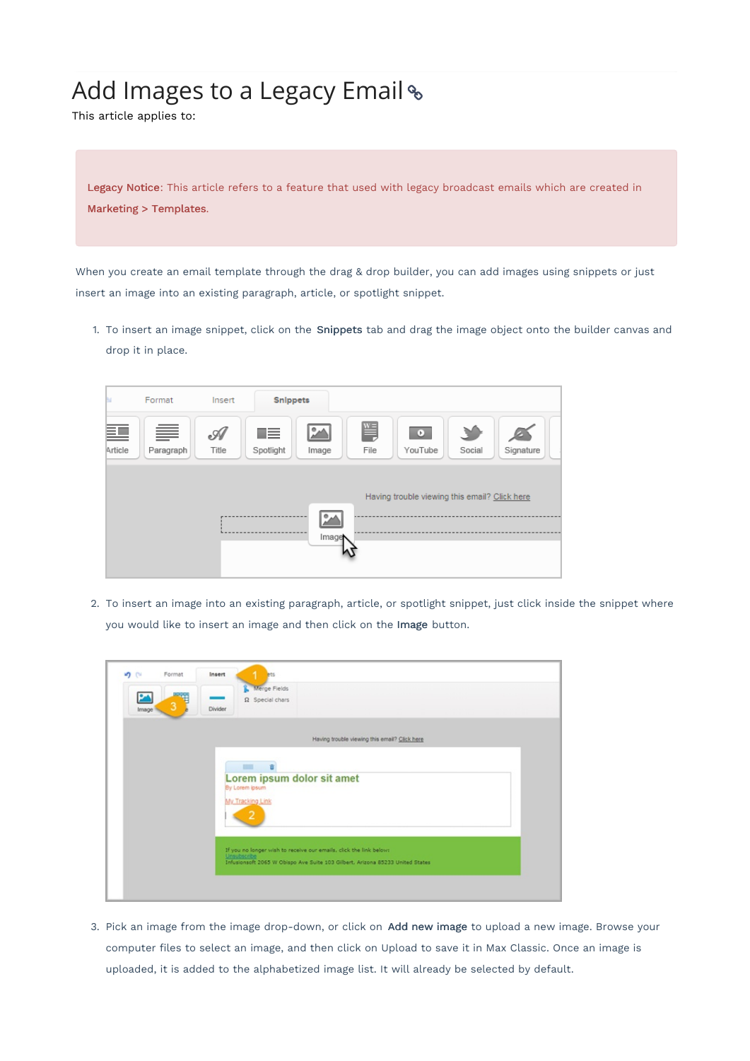# Add Images to a Legacy Email

This article applies to:

**Legacy Notice**: This article refers to a feature that used with legacy broadcast emails which are created in **Marketing > Templates**.

When you create an email template through the drag & drop builder, you can add images using snippets or just insert an image into an existing paragraph, article, or spotlight snippet.

1. To insert an image snippet, click on the **Snippets** tab and drag the image object onto the builder canvas and drop it in place.

2. To insert an image into an existing paragraph, article, or spotlight snippet, just click inside the snippet where you would like to insert an image and then click on the **Image** button.

3. Pick an image from the image drop-down, or click on **Add new image** to upload a new image. Browse your computer files to select an image, and then click on Upload to save it in Max Classic. Once an image is uploaded, it is added to the alphabetized image list. It will already be selected by default.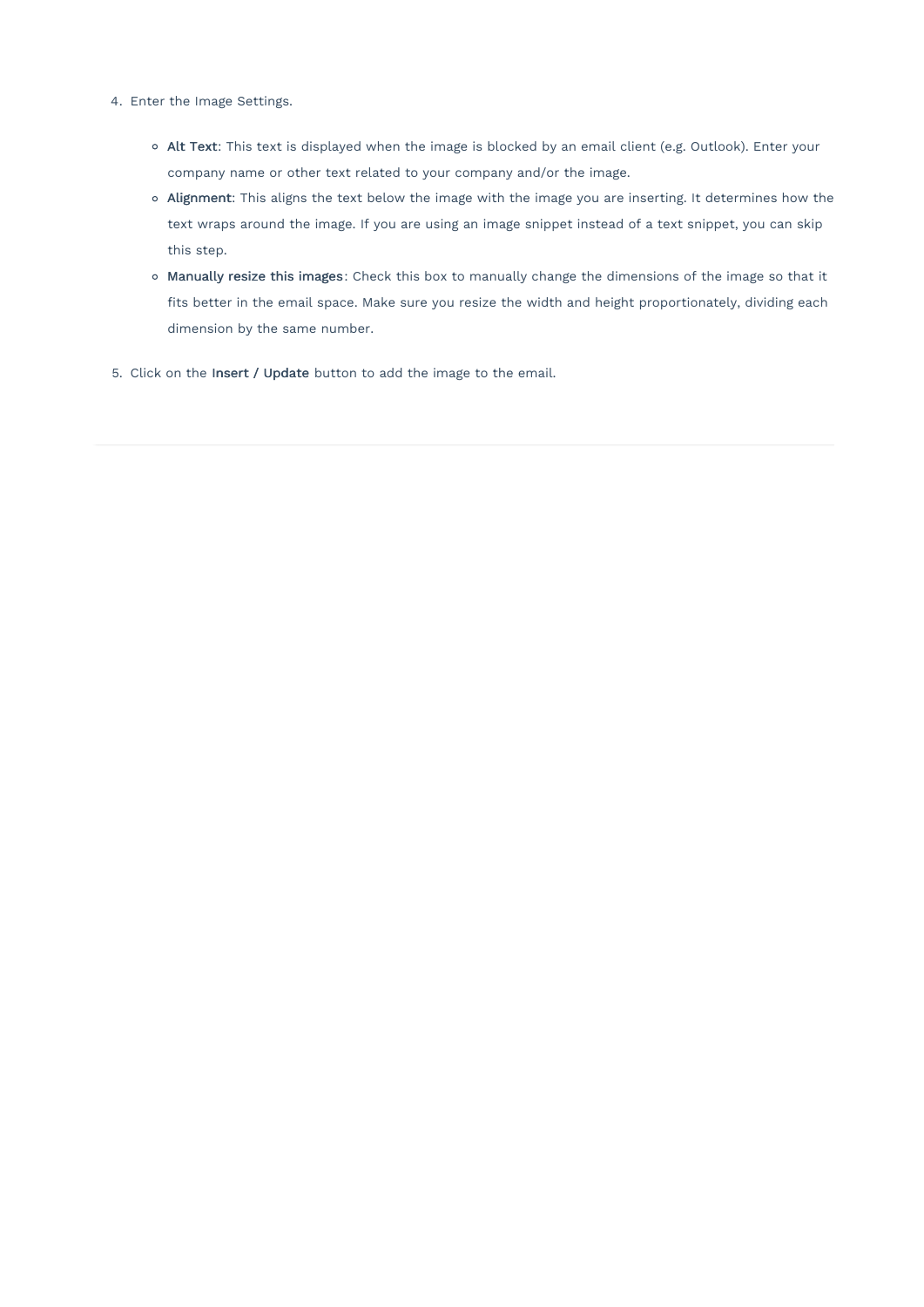4. Enter the Image Settings.

    - **Alt Text**: This text is displayed when the image is blocked by an email client (e.g. Outlook). Enter your company name or other text related to your company and/or the image.
    - **Alignment**: This aligns the text below the image with the image you are inserting. It determines how the text wraps around the image. If you are using an image snippet instead of a text snippet, you can skip this step.
    - **Manually resize this images**: Check this box to manually change the dimensions of the image so that it fits better in the email space. Make sure you resize the width and height proportionately, dividing each dimension by the same number.

5. Click on the **Insert / Update** button to add the image to the email.